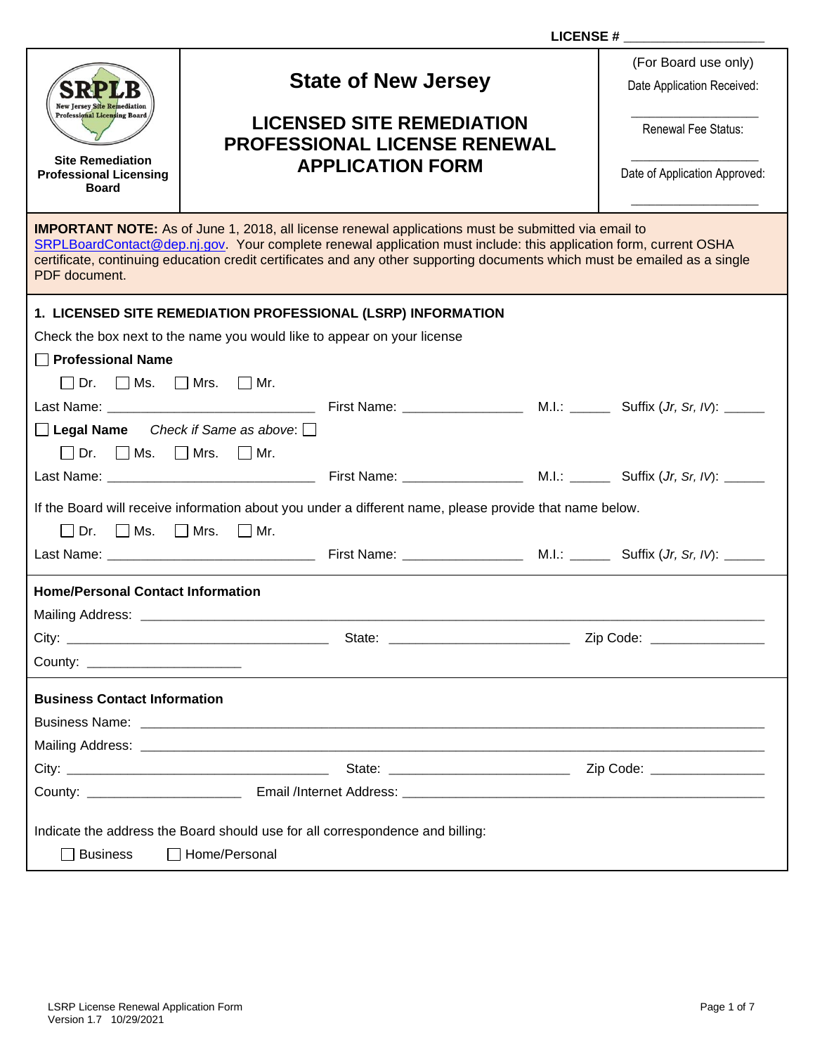LICENSE # ____________________

| SRPLB New Jersey Site Remediation Professional Licensing Board<br>**Site Remediation Professional Licensing Board** | **State of New Jersey**<br><br>**LICENSED SITE REMEDIATION PROFESSIONAL LICENSE RENEWAL APPLICATION FORM** | (For Board use only)<br>Date Application Received:<br>____________________<br>Renewal Fee Status:<br>____________________<br>Date of Application Approved:<br>____________________ |
|---|---|---|

**IMPORTANT NOTE:** As of June 1, 2018, all license renewal applications must be submitted via email to SRPLBoardContact@dep.nj.gov. Your complete renewal application must include: this application form, current OSHA certificate, continuing education credit certificates and any other supporting documents which must be emailed as a single PDF document.

## 1. LICENSED SITE REMEDIATION PROFESSIONAL (LSRP) INFORMATION

Check the box next to the name you would like to appear on your license

☐ **Professional Name**

☐ Dr. ☐ Ms. ☐ Mrs. ☐ Mr.

Last Name: ____________________________ First Name: ________________ M.I.: _____ Suffix (*Jr, Sr, IV*): _____

☐ **Legal Name** *Check if Same as above*: ☐

☐ Dr. ☐ Ms. ☐ Mrs. ☐ Mr.

Last Name: ____________________________ First Name: ________________ M.I.: _____ Suffix (*Jr, Sr, IV*): _____

If the Board will receive information about you under a different name, please provide that name below.

☐ Dr. ☐ Ms. ☐ Mrs. ☐ Mr.

Last Name: ____________________________ First Name: ________________ M.I.: _____ Suffix (*Jr, Sr, IV*): _____

### Home/Personal Contact Information

Mailing Address: ____________________________________________________________________________

City: ___________________________________ State: ________________________ Zip Code: _______________

County: _____________________

### Business Contact Information

Business Name: ____________________________________________________________________________

Mailing Address: ____________________________________________________________________________

City: ___________________________________ State: ________________________ Zip Code: _______________

County: _____________________ Email /Internet Address: _________________________________________________

Indicate the address the Board should use for all correspondence and billing:

☐ Business ☐ Home/Personal

LSRP License Renewal Application Form
Version 1.7 10/29/2021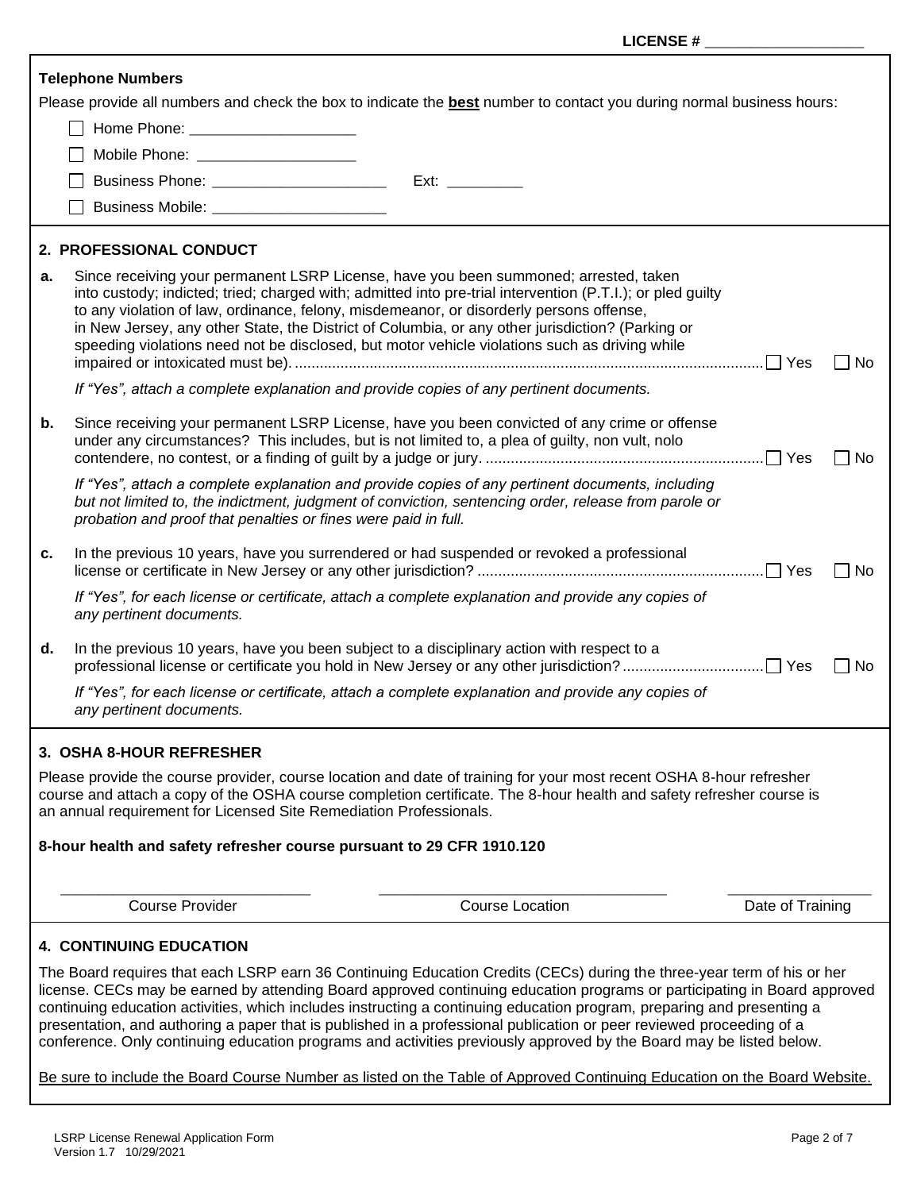LICENSE # ___________________

**Telephone Numbers**

Please provide all numbers and check the box to indicate the **best** number to contact you during normal business hours:

- ☐ Home Phone: ____________________
- ☐ Mobile Phone: ___________________
- ☐ Business Phone: _____________________ Ext: _________
- ☐ Business Mobile: _____________________

## 2. PROFESSIONAL CONDUCT

**a.** Since receiving your permanent LSRP License, have you been summoned; arrested, taken into custody; indicted; tried; charged with; admitted into pre-trial intervention (P.T.I.); or pled guilty to any violation of law, ordinance, felony, misdemeanor, or disorderly persons offense, in New Jersey, any other State, the District of Columbia, or any other jurisdiction? (Parking or speeding violations need not be disclosed, but motor vehicle violations such as driving while impaired or intoxicated must be). ☐ Yes ☐ No

*If "Yes", attach a complete explanation and provide copies of any pertinent documents.*

**b.** Since receiving your permanent LSRP License, have you been convicted of any crime or offense under any circumstances? This includes, but is not limited to, a plea of guilty, non vult, nolo contendere, no contest, or a finding of guilt by a judge or jury. ☐ Yes ☐ No

*If "Yes", attach a complete explanation and provide copies of any pertinent documents, including but not limited to, the indictment, judgment of conviction, sentencing order, release from parole or probation and proof that penalties or fines were paid in full.*

**c.** In the previous 10 years, have you surrendered or had suspended or revoked a professional license or certificate in New Jersey or any other jurisdiction? ☐ Yes ☐ No

*If "Yes", for each license or certificate, attach a complete explanation and provide any copies of any pertinent documents.*

**d.** In the previous 10 years, have you been subject to a disciplinary action with respect to a professional license or certificate you hold in New Jersey or any other jurisdiction? ☐ Yes ☐ No

*If "Yes", for each license or certificate, attach a complete explanation and provide any copies of any pertinent documents.*

## 3. OSHA 8-HOUR REFRESHER

Please provide the course provider, course location and date of training for your most recent OSHA 8-hour refresher course and attach a copy of the OSHA course completion certificate. The 8-hour health and safety refresher course is an annual requirement for Licensed Site Remediation Professionals.

**8-hour health and safety refresher course pursuant to 29 CFR 1910.120**

| Course Provider | Course Location | Date of Training |
| --- | --- | --- |
| ______________________________ | __________________________________ | _________________ |

## 4. CONTINUING EDUCATION

The Board requires that each LSRP earn 36 Continuing Education Credits (CECs) during the three-year term of his or her license. CECs may be earned by attending Board approved continuing education programs or participating in Board approved continuing education activities, which includes instructing a continuing education program, preparing and presenting a presentation, and authoring a paper that is published in a professional publication or peer reviewed proceeding of a conference. Only continuing education programs and activities previously approved by the Board may be listed below.

<u>Be sure to include the Board Course Number as listed on the Table of Approved Continuing Education on the Board Website.</u>

LSRP License Renewal Application Form
Version 1.7 10/29/2021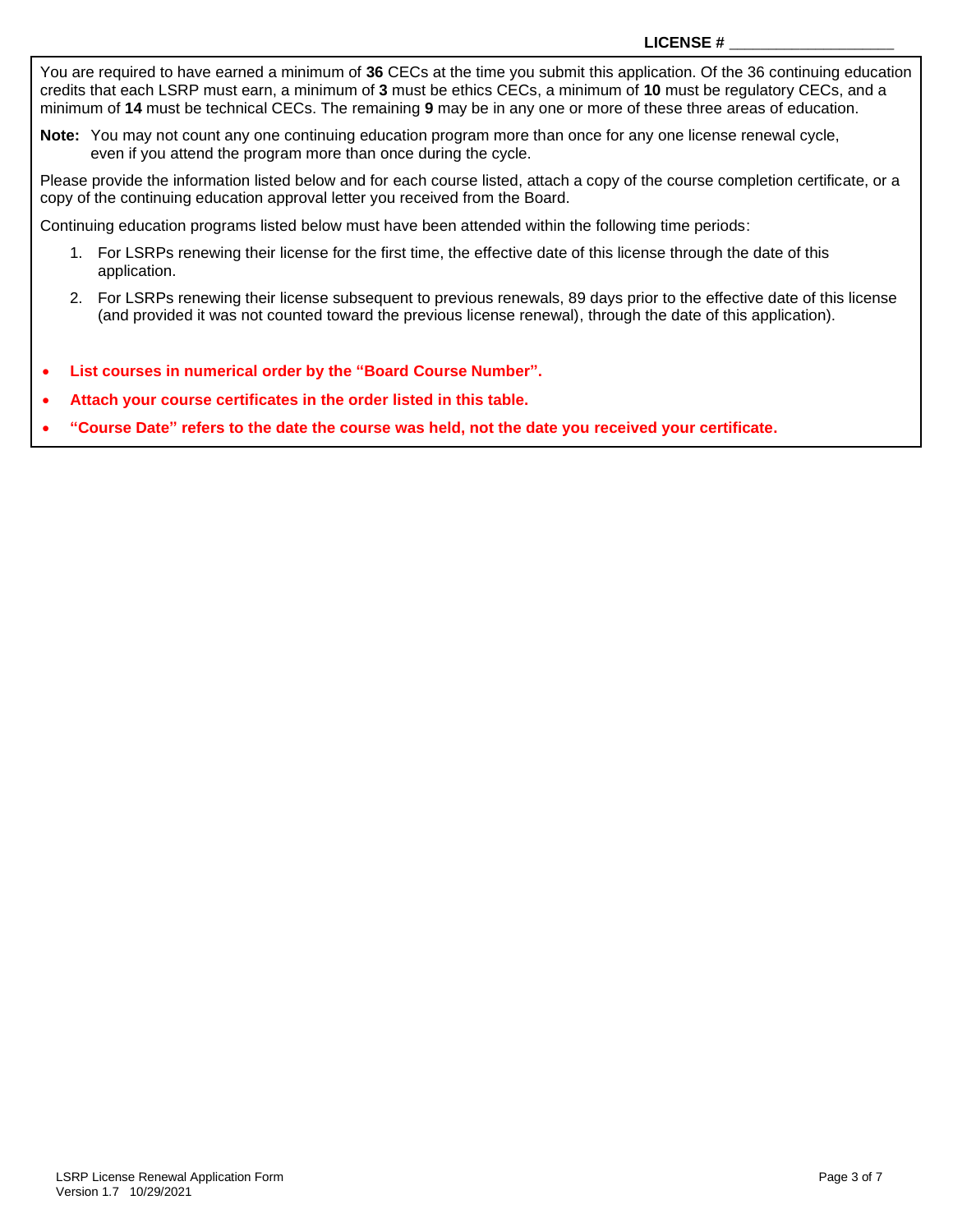**LICENSE #** ___________________

You are required to have earned a minimum of **36** CECs at the time you submit this application. Of the 36 continuing education credits that each LSRP must earn, a minimum of **3** must be ethics CECs, a minimum of **10** must be regulatory CECs, and a minimum of **14** must be technical CECs. The remaining **9** may be in any one or more of these three areas of education.

**Note:** You may not count any one continuing education program more than once for any one license renewal cycle, even if you attend the program more than once during the cycle.

Please provide the information listed below and for each course listed, attach a copy of the course completion certificate, or a copy of the continuing education approval letter you received from the Board.

Continuing education programs listed below must have been attended within the following time periods:

1. For LSRPs renewing their license for the first time, the effective date of this license through the date of this application.
2. For LSRPs renewing their license subsequent to previous renewals, 89 days prior to the effective date of this license (and provided it was not counted toward the previous license renewal), through the date of this application).

- **List courses in numerical order by the "Board Course Number".**
- **Attach your course certificates in the order listed in this table.**
- **"Course Date" refers to the date the course was held, not the date you received your certificate.**

LSRP License Renewal Application Form
Version 1.7 10/29/2021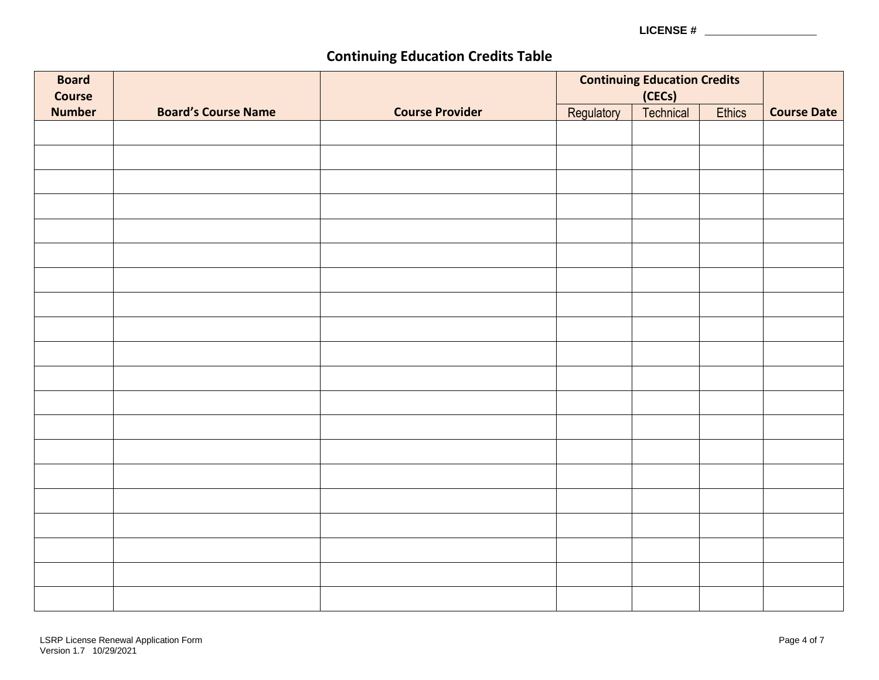LICENSE # ___________________

## Continuing Education Credits Table

| Board Course Number | Board's Course Name | Course Provider | Continuing Education Credits (CECs) | | | Course Date |
|---|---|---|---|---|---|---|
| | | | Regulatory | Technical | Ethics | |
| | | | | | | |
| | | | | | | |
| | | | | | | |
| | | | | | | |
| | | | | | | |
| | | | | | | |
| | | | | | | |
| | | | | | | |
| | | | | | | |
| | | | | | | |
| | | | | | | |
| | | | | | | |
| | | | | | | |
| | | | | | | |
| | | | | | | |
| | | | | | | |
| | | | | | | |
| | | | | | | |
| | | | | | | |
| | | | | | | |

LSRP License Renewal Application Form
Version 1.7 10/29/2021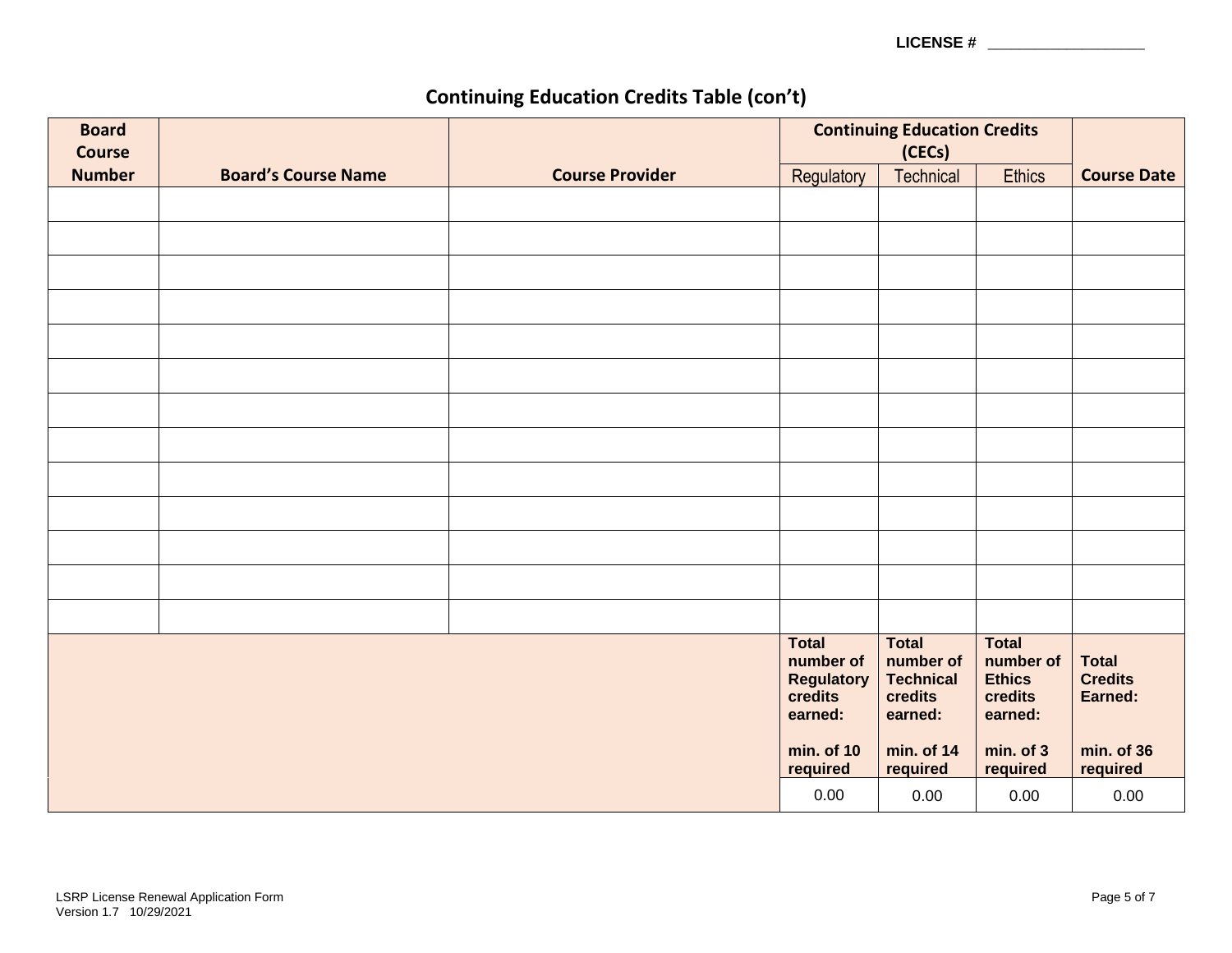**LICENSE #** ___________________

## Continuing Education Credits Table (con't)

| Board Course Number | Board's Course Name | Course Provider | Continuing Education Credits (CECs) | | | Course Date |
|---|---|---|---|---|---|---|
| | | | Regulatory | Technical | Ethics | |
| | | | | | | |
| | | | | | | |
| | | | | | | |
| | | | | | | |
| | | | | | | |
| | | | | | | |
| | | | | | | |
| | | | | | | |
| | | | | | | |
| | | | | | | |
| | | | | | | |
| | | | | | | |
| | | | | | | |
| | | | **Total number of Regulatory credits earned: min. of 10 required** | **Total number of Technical credits earned: min. of 14 required** | **Total number of Ethics credits earned: min. of 3 required** | **Total Credits Earned: min. of 36 required** |
| | | | 0.00 | 0.00 | 0.00 | 0.00 |

LSRP License Renewal Application Form
Version 1.7 10/29/2021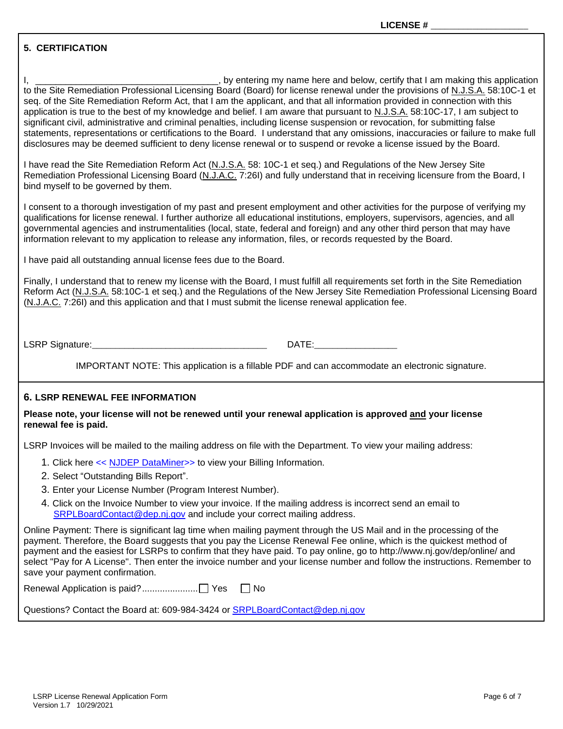LICENSE # ___________________

## 5. CERTIFICATION

I, ____________________________________, by entering my name here and below, certify that I am making this application to the Site Remediation Professional Licensing Board (Board) for license renewal under the provisions of N.J.S.A. 58:10C-1 et seq. of the Site Remediation Reform Act, that I am the applicant, and that all information provided in connection with this application is true to the best of my knowledge and belief. I am aware that pursuant to N.J.S.A. 58:10C-17, I am subject to significant civil, administrative and criminal penalties, including license suspension or revocation, for submitting false statements, representations or certifications to the Board. I understand that any omissions, inaccuracies or failure to make full disclosures may be deemed sufficient to deny license renewal or to suspend or revoke a license issued by the Board.

I have read the Site Remediation Reform Act (N.J.S.A. 58: 10C-1 et seq.) and Regulations of the New Jersey Site Remediation Professional Licensing Board (N.J.A.C. 7:26I) and fully understand that in receiving licensure from the Board, I bind myself to be governed by them.

I consent to a thorough investigation of my past and present employment and other activities for the purpose of verifying my qualifications for license renewal. I further authorize all educational institutions, employers, supervisors, agencies, and all governmental agencies and instrumentalities (local, state, federal and foreign) and any other third person that may have information relevant to my application to release any information, files, or records requested by the Board.

I have paid all outstanding annual license fees due to the Board.

Finally, I understand that to renew my license with the Board, I must fulfill all requirements set forth in the Site Remediation Reform Act (N.J.S.A. 58:10C-1 et seq.) and the Regulations of the New Jersey Site Remediation Professional Licensing Board (N.J.A.C. 7:26I) and this application and that I must submit the license renewal application fee.

LSRP Signature:___________________________________ DATE:________________

IMPORTANT NOTE: This application is a fillable PDF and can accommodate an electronic signature.

## 6. LSRP RENEWAL FEE INFORMATION

**Please note, your license will not be renewed until your renewal application is approved and your license renewal fee is paid.**

LSRP Invoices will be mailed to the mailing address on file with the Department. To view your mailing address:

1. Click here << NJDEP DataMiner>> to view your Billing Information.
2. Select "Outstanding Bills Report".
3. Enter your License Number (Program Interest Number).
4. Click on the Invoice Number to view your invoice. If the mailing address is incorrect send an email to SRPLBoardContact@dep.nj.gov and include your correct mailing address.

Online Payment: There is significant lag time when mailing payment through the US Mail and in the processing of the payment. Therefore, the Board suggests that you pay the License Renewal Fee online, which is the quickest method of payment and the easiest for LSRPs to confirm that they have paid. To pay online, go to http://www.nj.gov/dep/online/ and select "Pay for A License". Then enter the invoice number and your license number and follow the instructions. Remember to save your payment confirmation.

Renewal Application is paid?...................... ☐ Yes ☐ No

Questions? Contact the Board at: 609-984-3424 or SRPLBoardContact@dep.nj.gov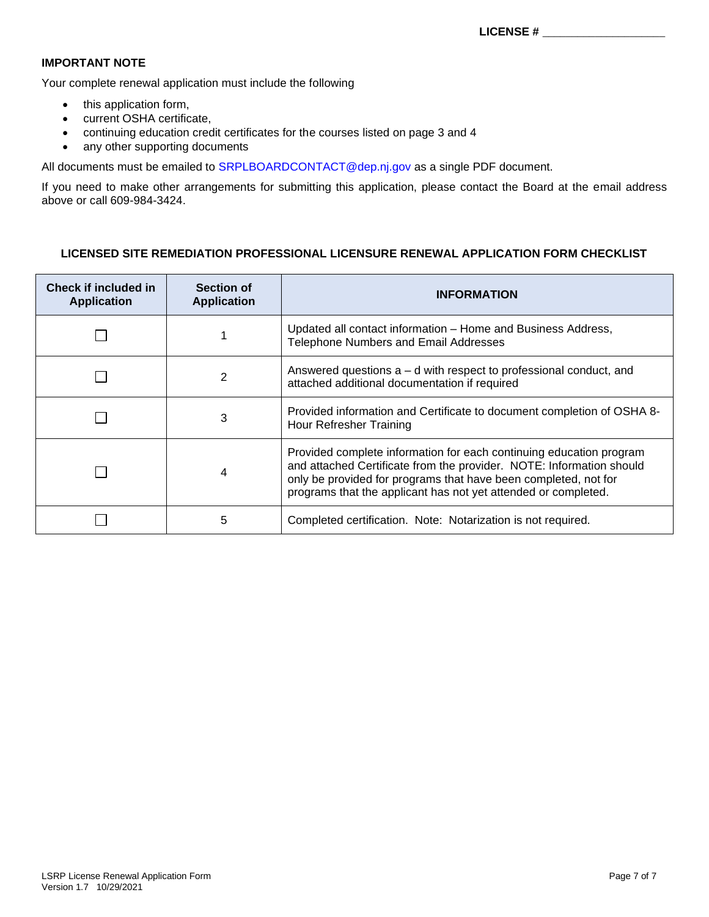LICENSE # ___________________

**IMPORTANT NOTE**

Your complete renewal application must include the following

- this application form,
- current OSHA certificate,
- continuing education credit certificates for the courses listed on page 3 and 4
- any other supporting documents

All documents must be emailed to SRPLBOARDCONTACT@dep.nj.gov as a single PDF document.

If you need to make other arrangements for submitting this application, please contact the Board at the email address above or call 609-984-3424.

**LICENSED SITE REMEDIATION PROFESSIONAL LICENSURE RENEWAL APPLICATION FORM CHECKLIST**

| Check if included in Application | Section of Application | INFORMATION |
|---|---|---|
| ☐ | 1 | Updated all contact information – Home and Business Address, Telephone Numbers and Email Addresses |
| ☐ | 2 | Answered questions a – d with respect to professional conduct, and attached additional documentation if required |
| ☐ | 3 | Provided information and Certificate to document completion of OSHA 8-Hour Refresher Training |
| ☐ | 4 | Provided complete information for each continuing education program and attached Certificate from the provider. NOTE: Information should only be provided for programs that have been completed, not for programs that the applicant has not yet attended or completed. |
| ☐ | 5 | Completed certification. Note: Notarization is not required. |

LSRP License Renewal Application Form
Version 1.7 10/29/2021